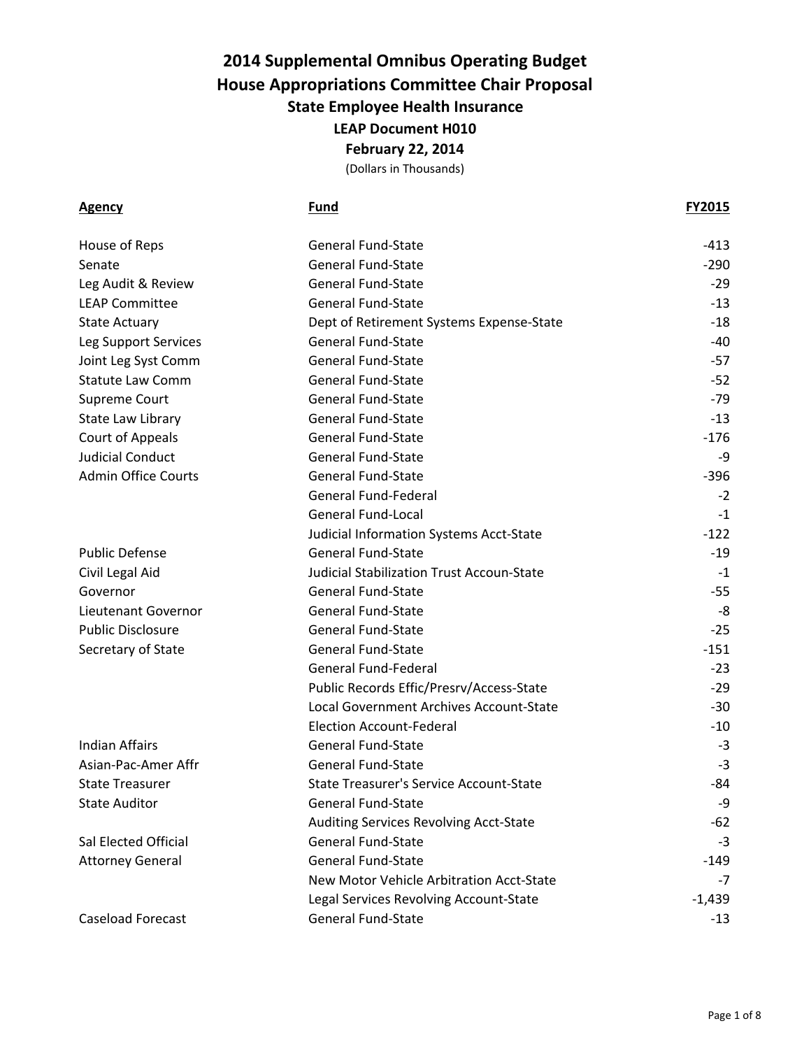# 2014 Supplemental Omnibus Operating Budget
# House Appropriations Committee Chair Proposal
## State Employee Health Insurance
### LEAP Document H010
### February 22, 2014

(Dollars in Thousands)

| Agency | Fund | FY2015 |
|---|---|---|
| House of Reps | General Fund-State | -413 |
| Senate | General Fund-State | -290 |
| Leg Audit & Review | General Fund-State | -29 |
| LEAP Committee | General Fund-State | -13 |
| State Actuary | Dept of Retirement Systems Expense-State | -18 |
| Leg Support Services | General Fund-State | -40 |
| Joint Leg Syst Comm | General Fund-State | -57 |
| Statute Law Comm | General Fund-State | -52 |
| Supreme Court | General Fund-State | -79 |
| State Law Library | General Fund-State | -13 |
| Court of Appeals | General Fund-State | -176 |
| Judicial Conduct | General Fund-State | -9 |
| Admin Office Courts | General Fund-State | -396 |
| | General Fund-Federal | -2 |
| | General Fund-Local | -1 |
| | Judicial Information Systems Acct-State | -122 |
| Public Defense | General Fund-State | -19 |
| Civil Legal Aid | Judicial Stabilization Trust Accoun-State | -1 |
| Governor | General Fund-State | -55 |
| Lieutenant Governor | General Fund-State | -8 |
| Public Disclosure | General Fund-State | -25 |
| Secretary of State | General Fund-State | -151 |
| | General Fund-Federal | -23 |
| | Public Records Effic/Presrv/Access-State | -29 |
| | Local Government Archives Account-State | -30 |
| | Election Account-Federal | -10 |
| Indian Affairs | General Fund-State | -3 |
| Asian-Pac-Amer Affr | General Fund-State | -3 |
| State Treasurer | State Treasurer's Service Account-State | -84 |
| State Auditor | General Fund-State | -9 |
| | Auditing Services Revolving Acct-State | -62 |
| Sal Elected Official | General Fund-State | -3 |
| Attorney General | General Fund-State | -149 |
| | New Motor Vehicle Arbitration Acct-State | -7 |
| | Legal Services Revolving Account-State | -1,439 |
| Caseload Forecast | General Fund-State | -13 |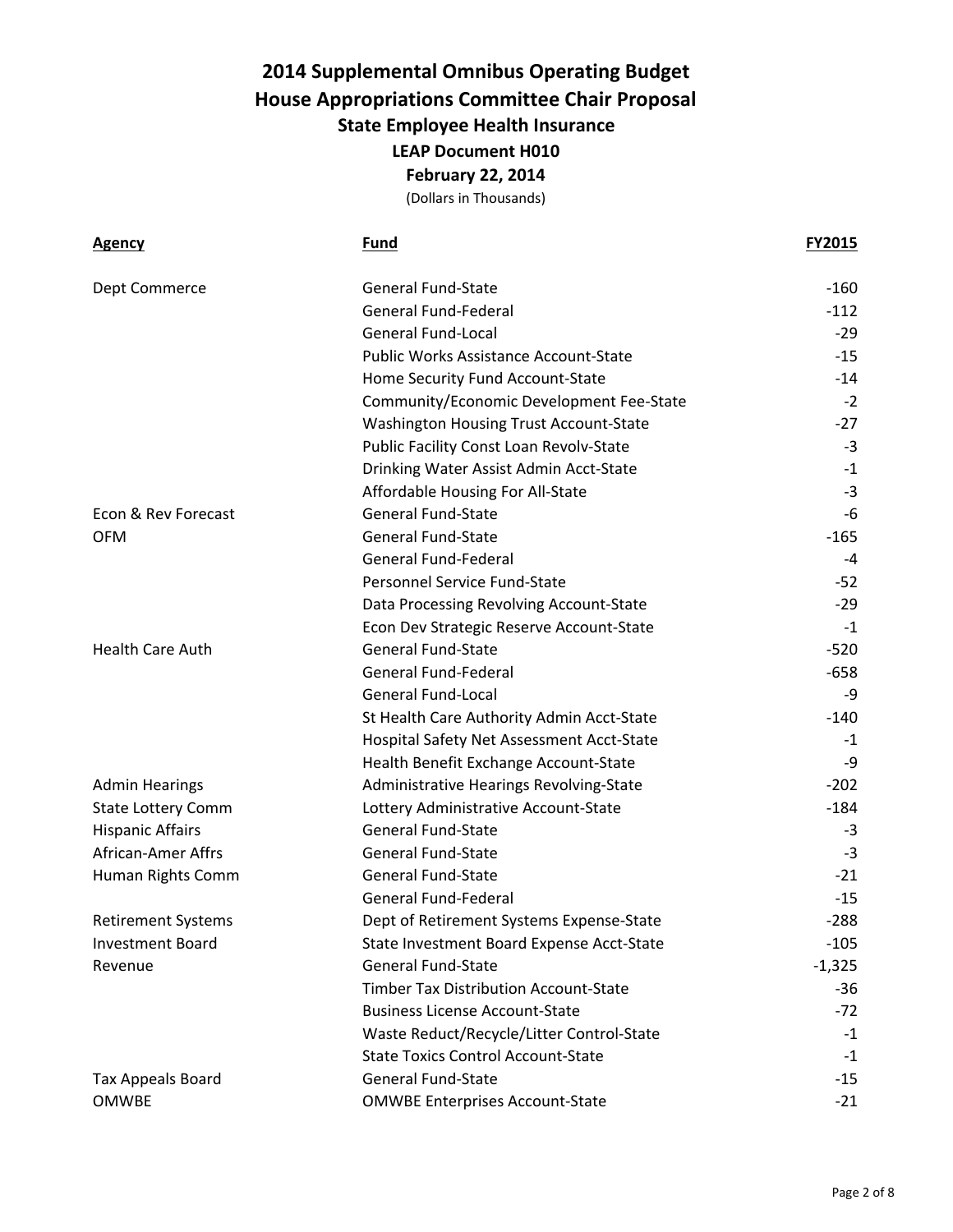# 2014 Supplemental Omnibus Operating Budget
## House Appropriations Committee Chair Proposal
### State Employee Health Insurance
### LEAP Document H010
### February 22, 2014

(Dollars in Thousands)

| Agency | Fund | FY2015 |
|---|---|---|
| Dept Commerce | General Fund-State | -160 |
| | General Fund-Federal | -112 |
| | General Fund-Local | -29 |
| | Public Works Assistance Account-State | -15 |
| | Home Security Fund Account-State | -14 |
| | Community/Economic Development Fee-State | -2 |
| | Washington Housing Trust Account-State | -27 |
| | Public Facility Const Loan Revolv-State | -3 |
| | Drinking Water Assist Admin Acct-State | -1 |
| | Affordable Housing For All-State | -3 |
| Econ & Rev Forecast | General Fund-State | -6 |
| OFM | General Fund-State | -165 |
| | General Fund-Federal | -4 |
| | Personnel Service Fund-State | -52 |
| | Data Processing Revolving Account-State | -29 |
| | Econ Dev Strategic Reserve Account-State | -1 |
| Health Care Auth | General Fund-State | -520 |
| | General Fund-Federal | -658 |
| | General Fund-Local | -9 |
| | St Health Care Authority Admin Acct-State | -140 |
| | Hospital Safety Net Assessment Acct-State | -1 |
| | Health Benefit Exchange Account-State | -9 |
| Admin Hearings | Administrative Hearings Revolving-State | -202 |
| State Lottery Comm | Lottery Administrative Account-State | -184 |
| Hispanic Affairs | General Fund-State | -3 |
| African-Amer Affrs | General Fund-State | -3 |
| Human Rights Comm | General Fund-State | -21 |
| | General Fund-Federal | -15 |
| Retirement Systems | Dept of Retirement Systems Expense-State | -288 |
| Investment Board | State Investment Board Expense Acct-State | -105 |
| Revenue | General Fund-State | -1,325 |
| | Timber Tax Distribution Account-State | -36 |
| | Business License Account-State | -72 |
| | Waste Reduct/Recycle/Litter Control-State | -1 |
| | State Toxics Control Account-State | -1 |
| Tax Appeals Board | General Fund-State | -15 |
| OMWBE | OMWBE Enterprises Account-State | -21 |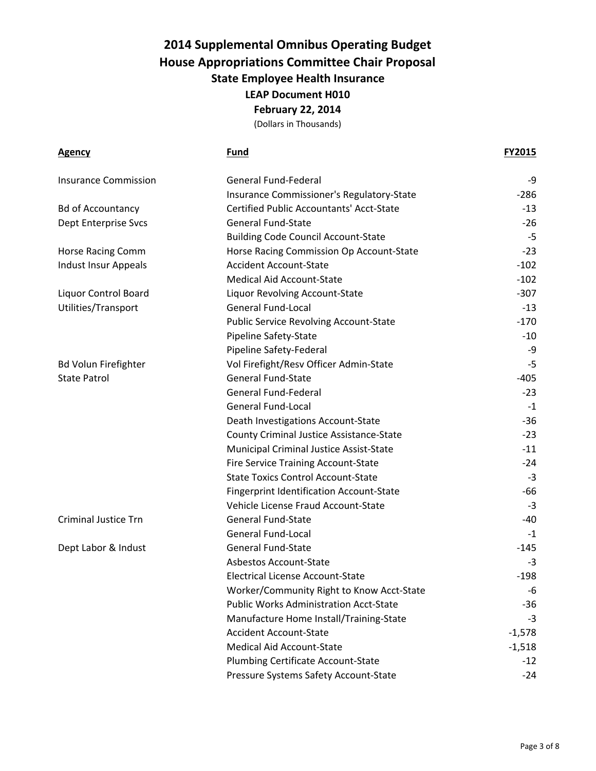# 2014 Supplemental Omnibus Operating Budget
# House Appropriations Committee Chair Proposal
## State Employee Health Insurance
### LEAP Document H010
### February 22, 2014

(Dollars in Thousands)

| Agency | Fund | FY2015 |
|---|---|---|
| Insurance Commission | General Fund-Federal | -9 |
| | Insurance Commissioner's Regulatory-State | -286 |
| Bd of Accountancy | Certified Public Accountants' Acct-State | -13 |
| Dept Enterprise Svcs | General Fund-State | -26 |
| | Building Code Council Account-State | -5 |
| Horse Racing Comm | Horse Racing Commission Op Account-State | -23 |
| Indust Insur Appeals | Accident Account-State | -102 |
| | Medical Aid Account-State | -102 |
| Liquor Control Board | Liquor Revolving Account-State | -307 |
| Utilities/Transport | General Fund-Local | -13 |
| | Public Service Revolving Account-State | -170 |
| | Pipeline Safety-State | -10 |
| | Pipeline Safety-Federal | -9 |
| Bd Volun Firefighter | Vol Firefight/Resv Officer Admin-State | -5 |
| State Patrol | General Fund-State | -405 |
| | General Fund-Federal | -23 |
| | General Fund-Local | -1 |
| | Death Investigations Account-State | -36 |
| | County Criminal Justice Assistance-State | -23 |
| | Municipal Criminal Justice Assist-State | -11 |
| | Fire Service Training Account-State | -24 |
| | State Toxics Control Account-State | -3 |
| | Fingerprint Identification Account-State | -66 |
| | Vehicle License Fraud Account-State | -3 |
| Criminal Justice Trn | General Fund-State | -40 |
| | General Fund-Local | -1 |
| Dept Labor & Indust | General Fund-State | -145 |
| | Asbestos Account-State | -3 |
| | Electrical License Account-State | -198 |
| | Worker/Community Right to Know Acct-State | -6 |
| | Public Works Administration Acct-State | -36 |
| | Manufacture Home Install/Training-State | -3 |
| | Accident Account-State | -1,578 |
| | Medical Aid Account-State | -1,518 |
| | Plumbing Certificate Account-State | -12 |
| | Pressure Systems Safety Account-State | -24 |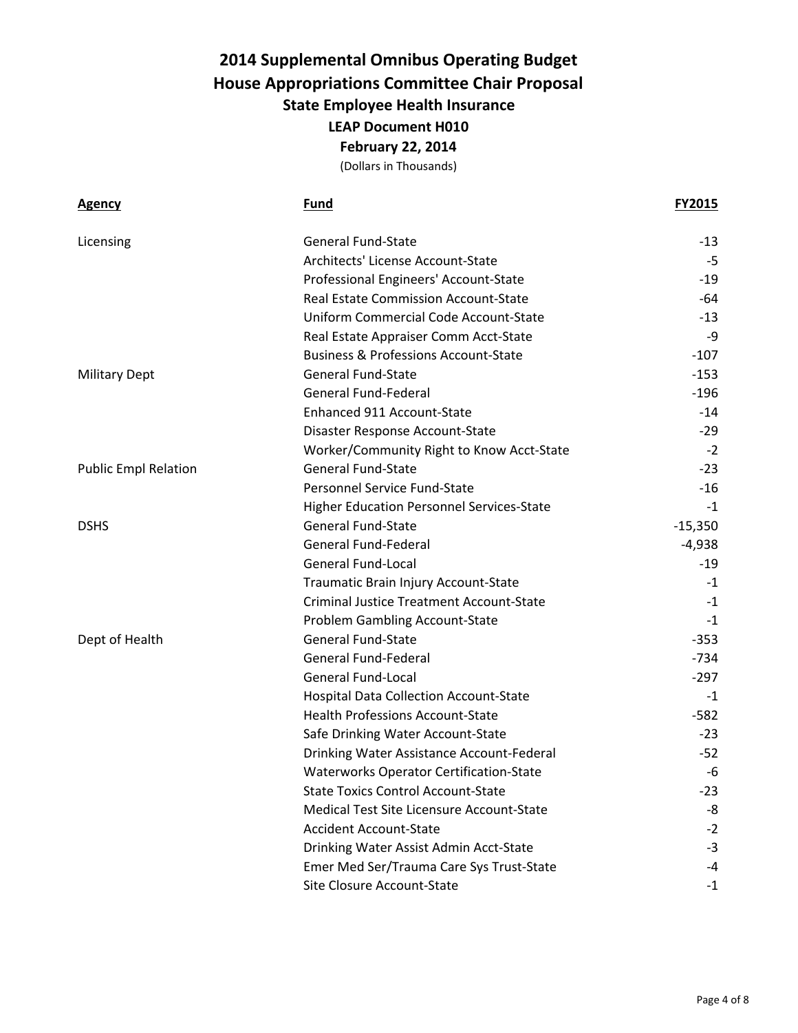# 2014 Supplemental Omnibus Operating Budget
# House Appropriations Committee Chair Proposal
## State Employee Health Insurance
### LEAP Document H010
### February 22, 2014
(Dollars in Thousands)

| Agency | Fund | FY2015 |
|---|---|---|
| Licensing | General Fund-State | -13 |
| | Architects' License Account-State | -5 |
| | Professional Engineers' Account-State | -19 |
| | Real Estate Commission Account-State | -64 |
| | Uniform Commercial Code Account-State | -13 |
| | Real Estate Appraiser Comm Acct-State | -9 |
| | Business & Professions Account-State | -107 |
| Military Dept | General Fund-State | -153 |
| | General Fund-Federal | -196 |
| | Enhanced 911 Account-State | -14 |
| | Disaster Response Account-State | -29 |
| | Worker/Community Right to Know Acct-State | -2 |
| Public Empl Relation | General Fund-State | -23 |
| | Personnel Service Fund-State | -16 |
| | Higher Education Personnel Services-State | -1 |
| DSHS | General Fund-State | -15,350 |
| | General Fund-Federal | -4,938 |
| | General Fund-Local | -19 |
| | Traumatic Brain Injury Account-State | -1 |
| | Criminal Justice Treatment Account-State | -1 |
| | Problem Gambling Account-State | -1 |
| Dept of Health | General Fund-State | -353 |
| | General Fund-Federal | -734 |
| | General Fund-Local | -297 |
| | Hospital Data Collection Account-State | -1 |
| | Health Professions Account-State | -582 |
| | Safe Drinking Water Account-State | -23 |
| | Drinking Water Assistance Account-Federal | -52 |
| | Waterworks Operator Certification-State | -6 |
| | State Toxics Control Account-State | -23 |
| | Medical Test Site Licensure Account-State | -8 |
| | Accident Account-State | -2 |
| | Drinking Water Assist Admin Acct-State | -3 |
| | Emer Med Ser/Trauma Care Sys Trust-State | -4 |
| | Site Closure Account-State | -1 |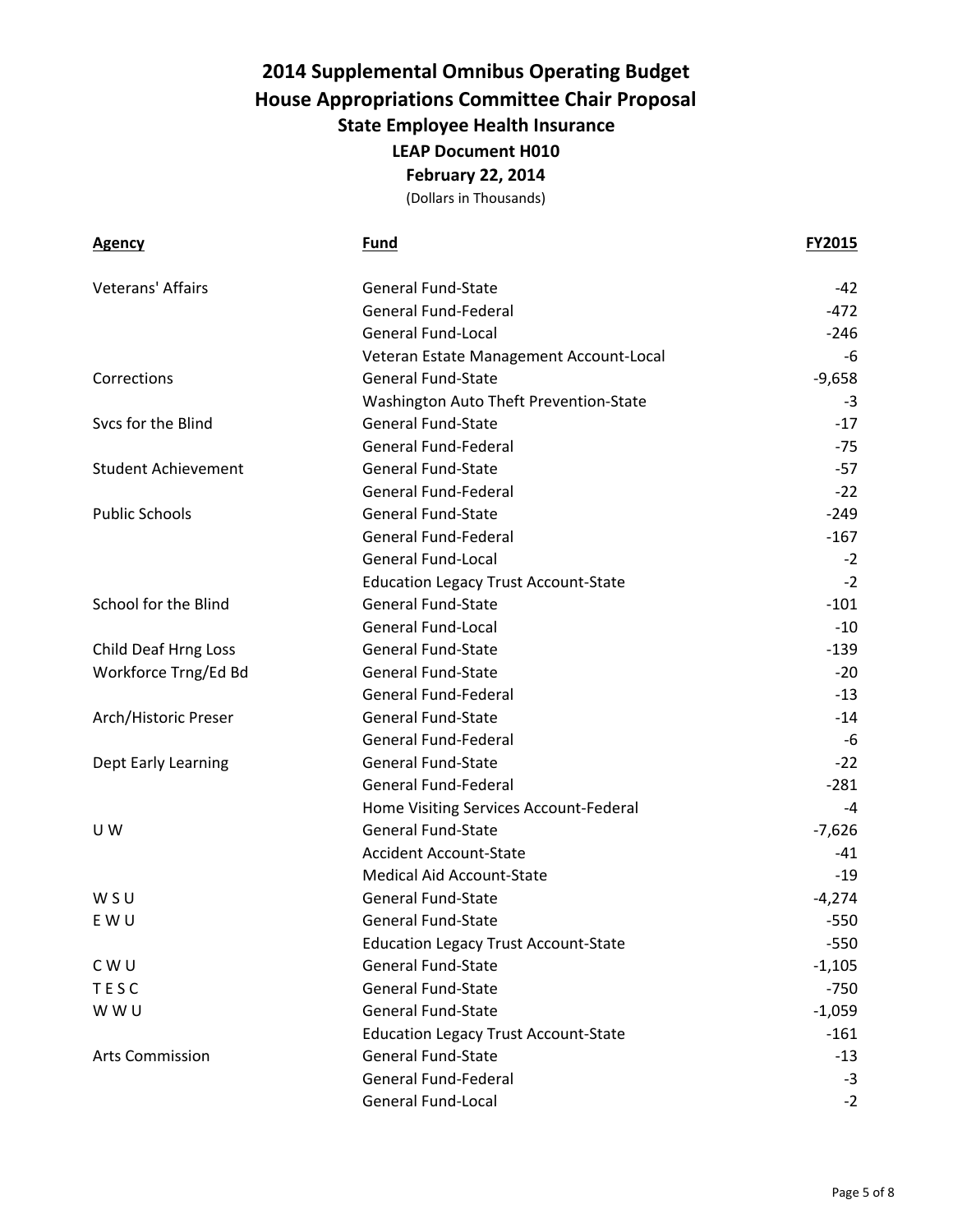# 2014 Supplemental Omnibus Operating Budget
## House Appropriations Committee Chair Proposal
### State Employee Health Insurance
**LEAP Document H010**

**February 22, 2014**

(Dollars in Thousands)

| Agency | Fund | FY2015 |
|---|---|---|
| Veterans' Affairs | General Fund-State | -42 |
| | General Fund-Federal | -472 |
| | General Fund-Local | -246 |
| | Veteran Estate Management Account-Local | -6 |
| Corrections | General Fund-State | -9,658 |
| | Washington Auto Theft Prevention-State | -3 |
| Svcs for the Blind | General Fund-State | -17 |
| | General Fund-Federal | -75 |
| Student Achievement | General Fund-State | -57 |
| | General Fund-Federal | -22 |
| Public Schools | General Fund-State | -249 |
| | General Fund-Federal | -167 |
| | General Fund-Local | -2 |
| | Education Legacy Trust Account-State | -2 |
| School for the Blind | General Fund-State | -101 |
| | General Fund-Local | -10 |
| Child Deaf Hrng Loss | General Fund-State | -139 |
| Workforce Trng/Ed Bd | General Fund-State | -20 |
| | General Fund-Federal | -13 |
| Arch/Historic Preser | General Fund-State | -14 |
| | General Fund-Federal | -6 |
| Dept Early Learning | General Fund-State | -22 |
| | General Fund-Federal | -281 |
| | Home Visiting Services Account-Federal | -4 |
| U W | General Fund-State | -7,626 |
| | Accident Account-State | -41 |
| | Medical Aid Account-State | -19 |
| W S U | General Fund-State | -4,274 |
| E W U | General Fund-State | -550 |
| | Education Legacy Trust Account-State | -550 |
| C W U | General Fund-State | -1,105 |
| T E S C | General Fund-State | -750 |
| W W U | General Fund-State | -1,059 |
| | Education Legacy Trust Account-State | -161 |
| Arts Commission | General Fund-State | -13 |
| | General Fund-Federal | -3 |
| | General Fund-Local | -2 |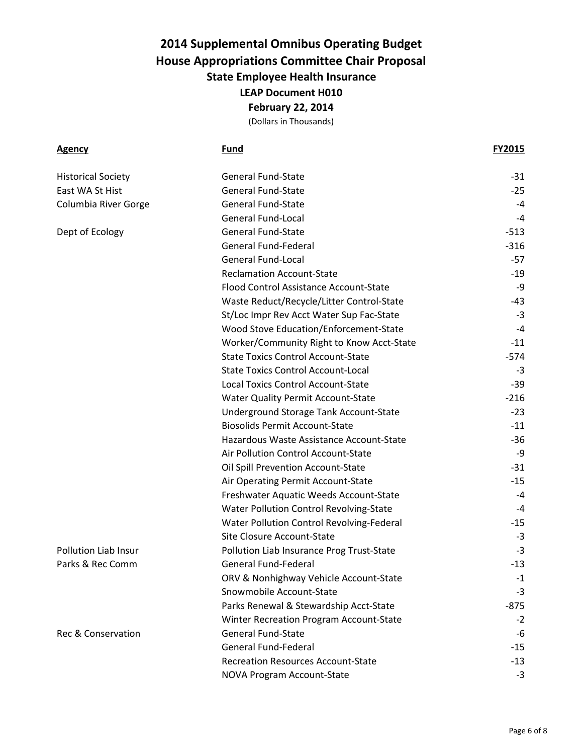# 2014 Supplemental Omnibus Operating Budget
# House Appropriations Committee Chair Proposal
## State Employee Health Insurance
### LEAP Document H010
### February 22, 2014

(Dollars in Thousands)

| Agency | Fund | FY2015 |
|---|---|---|
| Historical Society | General Fund-State | -31 |
| East WA St Hist | General Fund-State | -25 |
| Columbia River Gorge | General Fund-State | -4 |
| | General Fund-Local | -4 |
| Dept of Ecology | General Fund-State | -513 |
| | General Fund-Federal | -316 |
| | General Fund-Local | -57 |
| | Reclamation Account-State | -19 |
| | Flood Control Assistance Account-State | -9 |
| | Waste Reduct/Recycle/Litter Control-State | -43 |
| | St/Loc Impr Rev Acct Water Sup Fac-State | -3 |
| | Wood Stove Education/Enforcement-State | -4 |
| | Worker/Community Right to Know Acct-State | -11 |
| | State Toxics Control Account-State | -574 |
| | State Toxics Control Account-Local | -3 |
| | Local Toxics Control Account-State | -39 |
| | Water Quality Permit Account-State | -216 |
| | Underground Storage Tank Account-State | -23 |
| | Biosolids Permit Account-State | -11 |
| | Hazardous Waste Assistance Account-State | -36 |
| | Air Pollution Control Account-State | -9 |
| | Oil Spill Prevention Account-State | -31 |
| | Air Operating Permit Account-State | -15 |
| | Freshwater Aquatic Weeds Account-State | -4 |
| | Water Pollution Control Revolving-State | -4 |
| | Water Pollution Control Revolving-Federal | -15 |
| | Site Closure Account-State | -3 |
| Pollution Liab Insur | Pollution Liab Insurance Prog Trust-State | -3 |
| Parks & Rec Comm | General Fund-Federal | -13 |
| | ORV & Nonhighway Vehicle Account-State | -1 |
| | Snowmobile Account-State | -3 |
| | Parks Renewal & Stewardship Acct-State | -875 |
| | Winter Recreation Program Account-State | -2 |
| Rec & Conservation | General Fund-State | -6 |
| | General Fund-Federal | -15 |
| | Recreation Resources Account-State | -13 |
| | NOVA Program Account-State | -3 |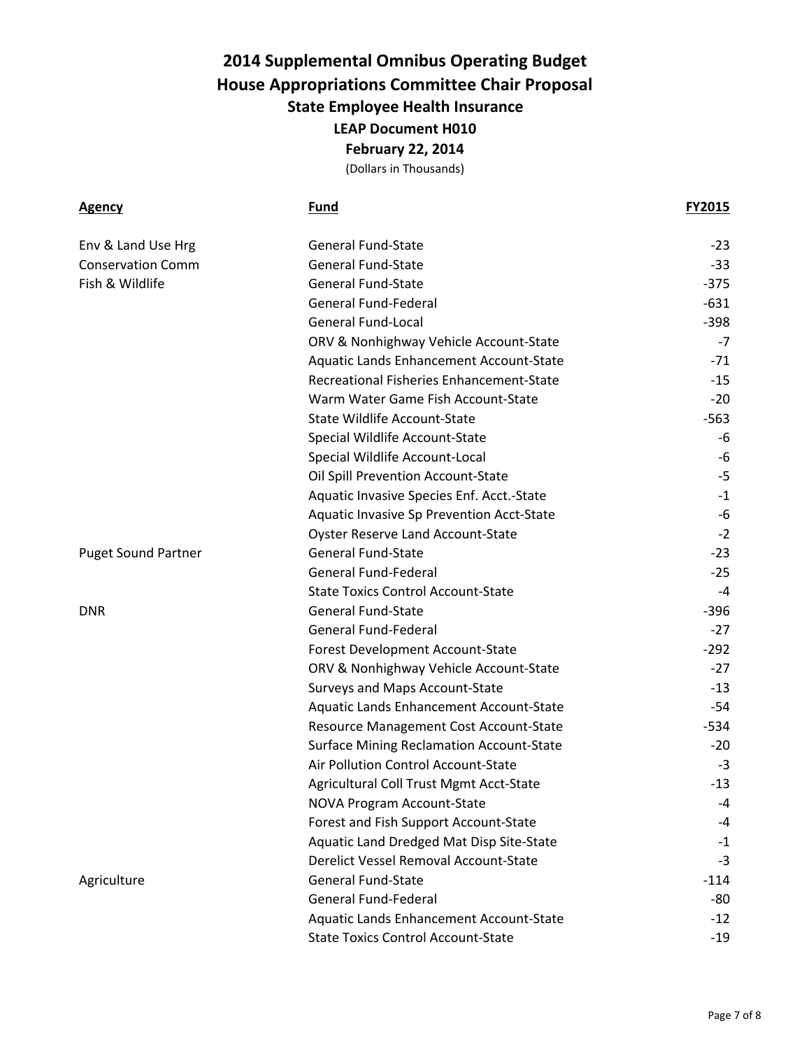# 2014 Supplemental Omnibus Operating Budget

## House Appropriations Committee Chair Proposal

### State Employee Health Insurance

**LEAP Document H010**

**February 22, 2014**

(Dollars in Thousands)

| Agency | Fund | FY2015 |
|---|---|---|
| Env & Land Use Hrg | General Fund-State | -23 |
| Conservation Comm | General Fund-State | -33 |
| Fish & Wildlife | General Fund-State | -375 |
| | General Fund-Federal | -631 |
| | General Fund-Local | -398 |
| | ORV & Nonhighway Vehicle Account-State | -7 |
| | Aquatic Lands Enhancement Account-State | -71 |
| | Recreational Fisheries Enhancement-State | -15 |
| | Warm Water Game Fish Account-State | -20 |
| | State Wildlife Account-State | -563 |
| | Special Wildlife Account-State | -6 |
| | Special Wildlife Account-Local | -6 |
| | Oil Spill Prevention Account-State | -5 |
| | Aquatic Invasive Species Enf. Acct.-State | -1 |
| | Aquatic Invasive Sp Prevention Acct-State | -6 |
| | Oyster Reserve Land Account-State | -2 |
| Puget Sound Partner | General Fund-State | -23 |
| | General Fund-Federal | -25 |
| | State Toxics Control Account-State | -4 |
| DNR | General Fund-State | -396 |
| | General Fund-Federal | -27 |
| | Forest Development Account-State | -292 |
| | ORV & Nonhighway Vehicle Account-State | -27 |
| | Surveys and Maps Account-State | -13 |
| | Aquatic Lands Enhancement Account-State | -54 |
| | Resource Management Cost Account-State | -534 |
| | Surface Mining Reclamation Account-State | -20 |
| | Air Pollution Control Account-State | -3 |
| | Agricultural Coll Trust Mgmt Acct-State | -13 |
| | NOVA Program Account-State | -4 |
| | Forest and Fish Support Account-State | -4 |
| | Aquatic Land Dredged Mat Disp Site-State | -1 |
| | Derelict Vessel Removal Account-State | -3 |
| Agriculture | General Fund-State | -114 |
| | General Fund-Federal | -80 |
| | Aquatic Lands Enhancement Account-State | -12 |
| | State Toxics Control Account-State | -19 |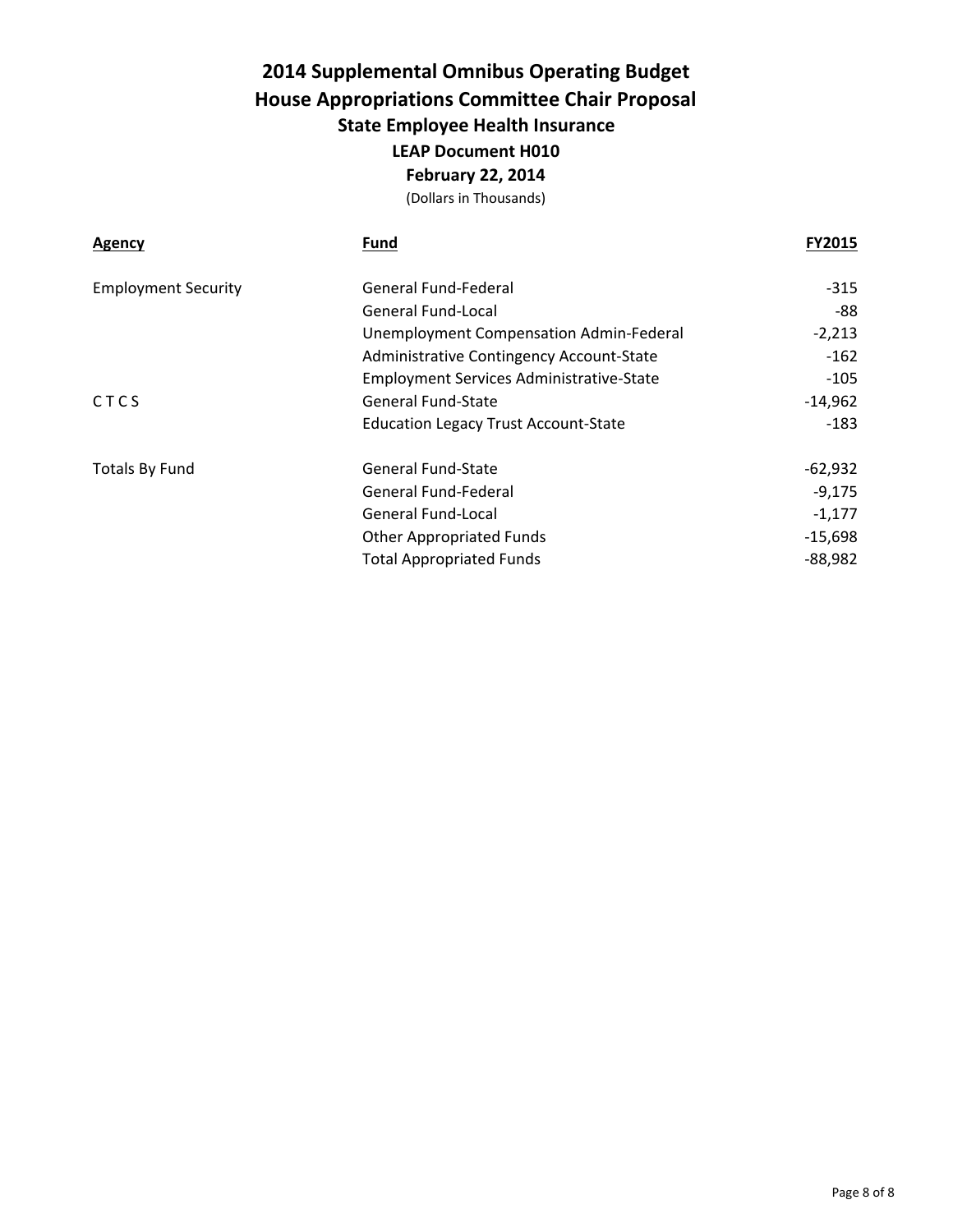# 2014 Supplemental Omnibus Operating Budget
# House Appropriations Committee Chair Proposal
## State Employee Health Insurance
### LEAP Document H010
### February 22, 2014

(Dollars in Thousands)

| Agency | Fund | FY2015 |
|---|---|---|
| Employment Security | General Fund-Federal | -315 |
| | General Fund-Local | -88 |
| | Unemployment Compensation Admin-Federal | -2,213 |
| | Administrative Contingency Account-State | -162 |
| | Employment Services Administrative-State | -105 |
| C T C S | General Fund-State | -14,962 |
| | Education Legacy Trust Account-State | -183 |
| Totals By Fund | General Fund-State | -62,932 |
| | General Fund-Federal | -9,175 |
| | General Fund-Local | -1,177 |
| | Other Appropriated Funds | -15,698 |
| | Total Appropriated Funds | -88,982 |